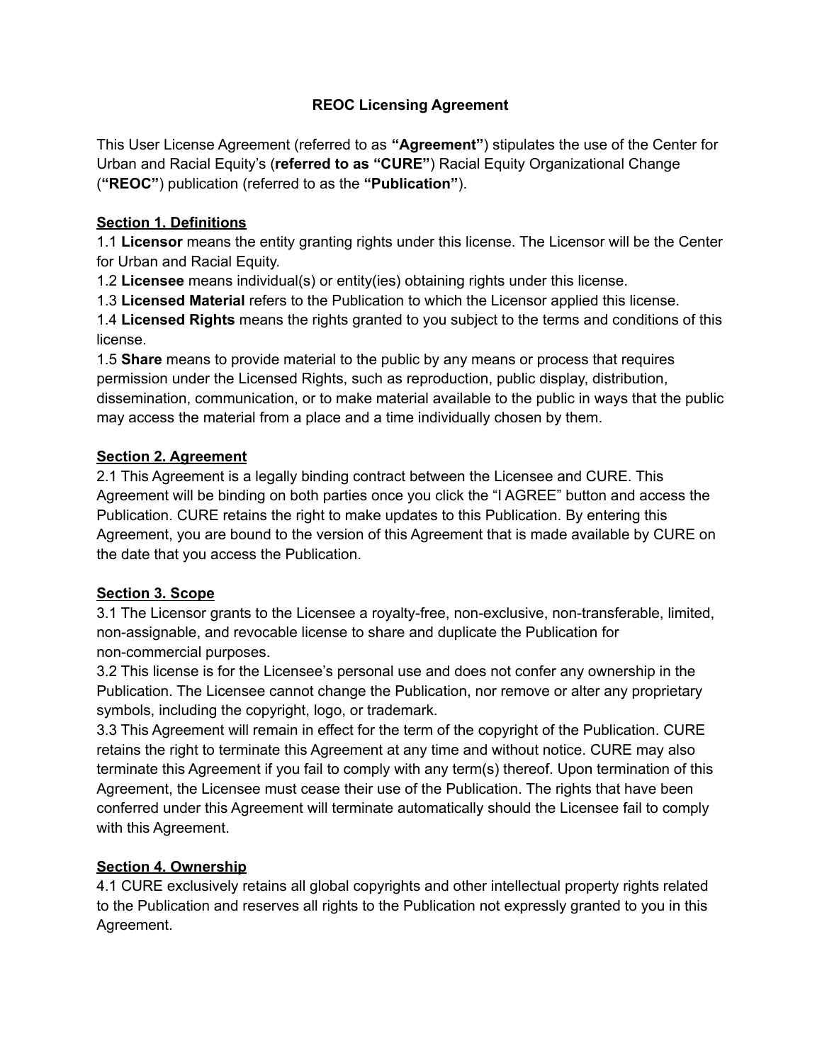# REOC Licensing Agreement

This User License Agreement (referred to as **"Agreement"**) stipulates the use of the Center for Urban and Racial Equity's (**referred to as "CURE"**) Racial Equity Organizational Change (**"REOC"**) publication (referred to as the **"Publication"**).

## Section 1. Definitions

1.1 **Licensor** means the entity granting rights under this license. The Licensor will be the Center for Urban and Racial Equity.
1.2 **Licensee** means individual(s) or entity(ies) obtaining rights under this license.
1.3 **Licensed Material** refers to the Publication to which the Licensor applied this license.
1.4 **Licensed Rights** means the rights granted to you subject to the terms and conditions of this license.
1.5 **Share** means to provide material to the public by any means or process that requires permission under the Licensed Rights, such as reproduction, public display, distribution, dissemination, communication, or to make material available to the public in ways that the public may access the material from a place and a time individually chosen by them.

## Section 2. Agreement

2.1 This Agreement is a legally binding contract between the Licensee and CURE. This Agreement will be binding on both parties once you click the "I AGREE" button and access the Publication. CURE retains the right to make updates to this Publication. By entering this Agreement, you are bound to the version of this Agreement that is made available by CURE on the date that you access the Publication.

## Section 3. Scope

3.1 The Licensor grants to the Licensee a royalty-free, non-exclusive, non-transferable, limited, non-assignable, and revocable license to share and duplicate the Publication for non-commercial purposes.
3.2 This license is for the Licensee's personal use and does not confer any ownership in the Publication. The Licensee cannot change the Publication, nor remove or alter any proprietary symbols, including the copyright, logo, or trademark.
3.3 This Agreement will remain in effect for the term of the copyright of the Publication. CURE retains the right to terminate this Agreement at any time and without notice. CURE may also terminate this Agreement if you fail to comply with any term(s) thereof. Upon termination of this Agreement, the Licensee must cease their use of the Publication. The rights that have been conferred under this Agreement will terminate automatically should the Licensee fail to comply with this Agreement.

## Section 4. Ownership

4.1 CURE exclusively retains all global copyrights and other intellectual property rights related to the Publication and reserves all rights to the Publication not expressly granted to you in this Agreement.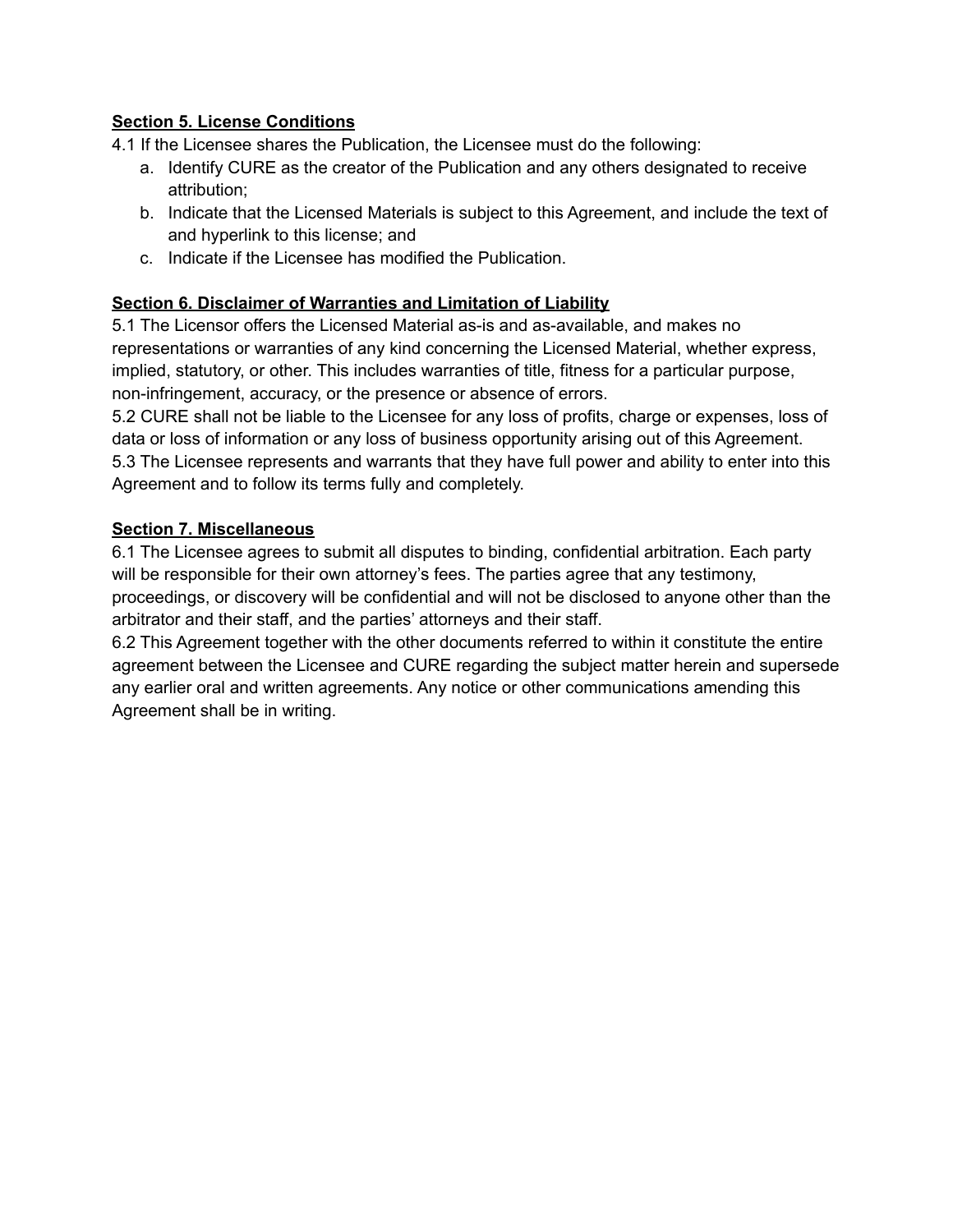**Section 5. License Conditions**

4.1 If the Licensee shares the Publication, the Licensee must do the following:

a. Identify CURE as the creator of the Publication and any others designated to receive attribution;
b. Indicate that the Licensed Materials is subject to this Agreement, and include the text of and hyperlink to this license; and
c. Indicate if the Licensee has modified the Publication.

**Section 6. Disclaimer of Warranties and Limitation of Liability**

5.1 The Licensor offers the Licensed Material as-is and as-available, and makes no representations or warranties of any kind concerning the Licensed Material, whether express, implied, statutory, or other. This includes warranties of title, fitness for a particular purpose, non-infringement, accuracy, or the presence or absence of errors.
5.2 CURE shall not be liable to the Licensee for any loss of profits, charge or expenses, loss of data or loss of information or any loss of business opportunity arising out of this Agreement.
5.3 The Licensee represents and warrants that they have full power and ability to enter into this Agreement and to follow its terms fully and completely.

**Section 7. Miscellaneous**

6.1 The Licensee agrees to submit all disputes to binding, confidential arbitration. Each party will be responsible for their own attorney's fees. The parties agree that any testimony, proceedings, or discovery will be confidential and will not be disclosed to anyone other than the arbitrator and their staff, and the parties' attorneys and their staff.
6.2 This Agreement together with the other documents referred to within it constitute the entire agreement between the Licensee and CURE regarding the subject matter herein and supersede any earlier oral and written agreements. Any notice or other communications amending this Agreement shall be in writing.